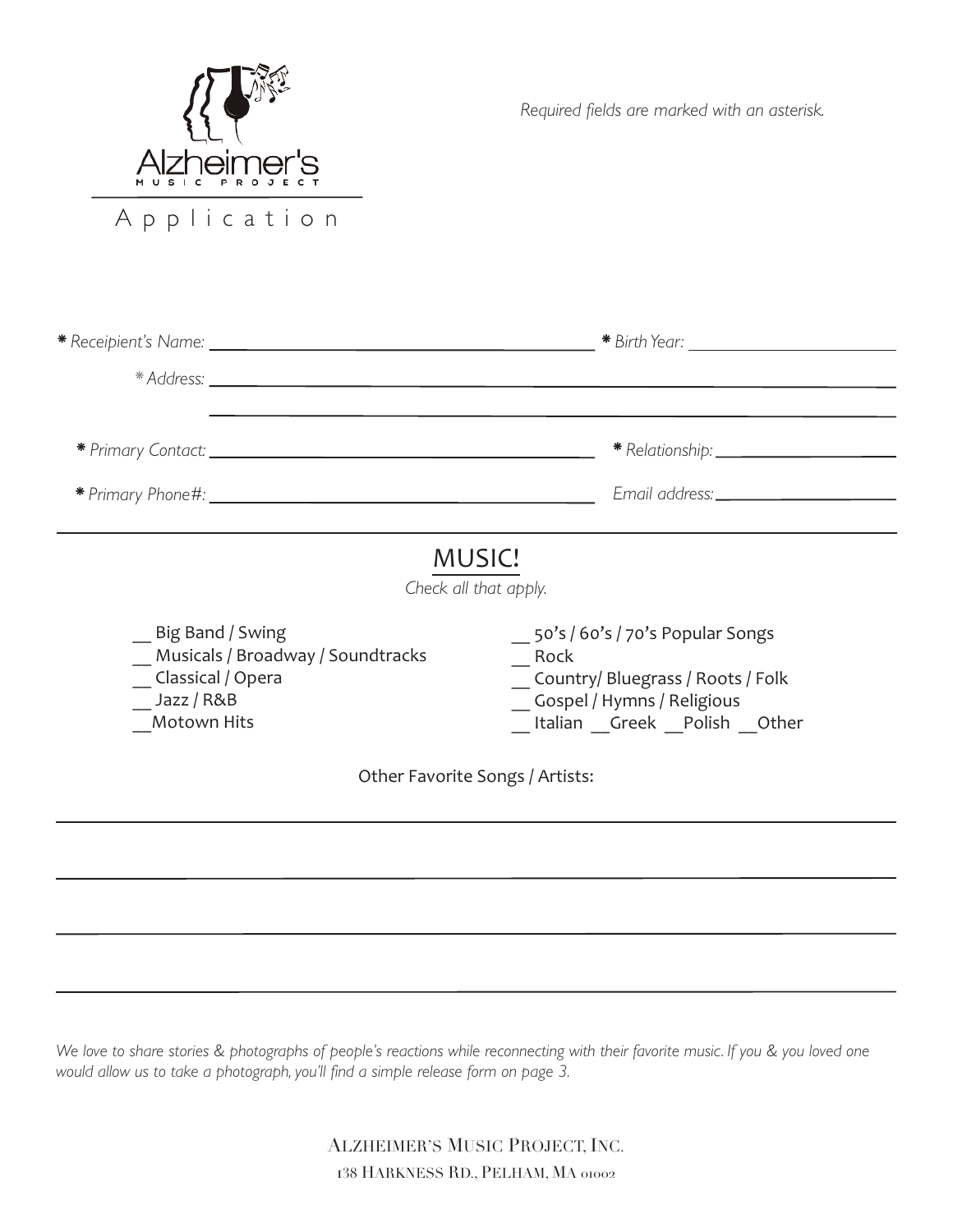# Alzheimer's Music Project

## Application

*Required fields are marked with an asterisk.*

*\* Receipient's Name:* ______________________ *\* Birth Year:* ______________________

*\* Address:* ______________________

______________________

*\* Primary Contact:* ______________________ *\* Relationship:* ______________________

*\* Primary Phone#:* ______________________ *Email address:* ______________________

## MUSIC!

*Check all that apply.*

- __ Big Band / Swing
- __ Musicals / Broadway / Soundtracks
- __ Classical / Opera
- __ Jazz / R&B
- __Motown Hits
- __ 50's / 60's / 70's Popular Songs
- __ Rock
- __ Country/ Bluegrass / Roots / Folk
- __ Gospel / Hymns / Religious
- __ Italian __Greek __Polish __Other

Other Favorite Songs / Artists:

______________________

______________________

______________________

______________________

*We love to share stories & photographs of people's reactions while reconnecting with their favorite music. If you & you loved one would allow us to take a photograph, you'll find a simple release form on page 3.*

Alzheimer's Music Project, Inc.
138 Harkness Rd., Pelham, MA 01002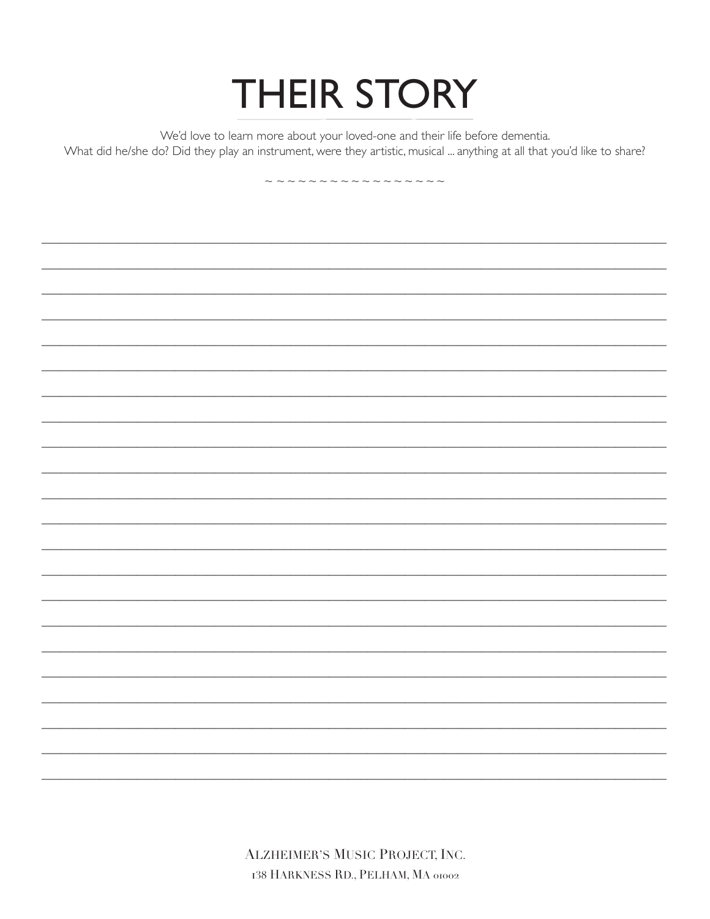# THEIR STORY

We'd love to learn more about your loved-one and their life before dementia.
What did he/she do? Did they play an instrument, were they artistic, musical ... anything at all that you'd like to share?

~ ~ ~ ~ ~ ~ ~ ~ ~ ~ ~ ~ ~ ~ ~ ~ ~

______________________________________________________________________________

______________________________________________________________________________

______________________________________________________________________________

______________________________________________________________________________

______________________________________________________________________________

______________________________________________________________________________

______________________________________________________________________________

______________________________________________________________________________

______________________________________________________________________________

______________________________________________________________________________

______________________________________________________________________________

______________________________________________________________________________

______________________________________________________________________________

______________________________________________________________________________

______________________________________________________________________________

______________________________________________________________________________

______________________________________________________________________________

______________________________________________________________________________

______________________________________________________________________________

______________________________________________________________________________

______________________________________________________________________________

______________________________________________________________________________

Alzheimer's Music Project, Inc.
138 Harkness Rd., Pelham, MA 01002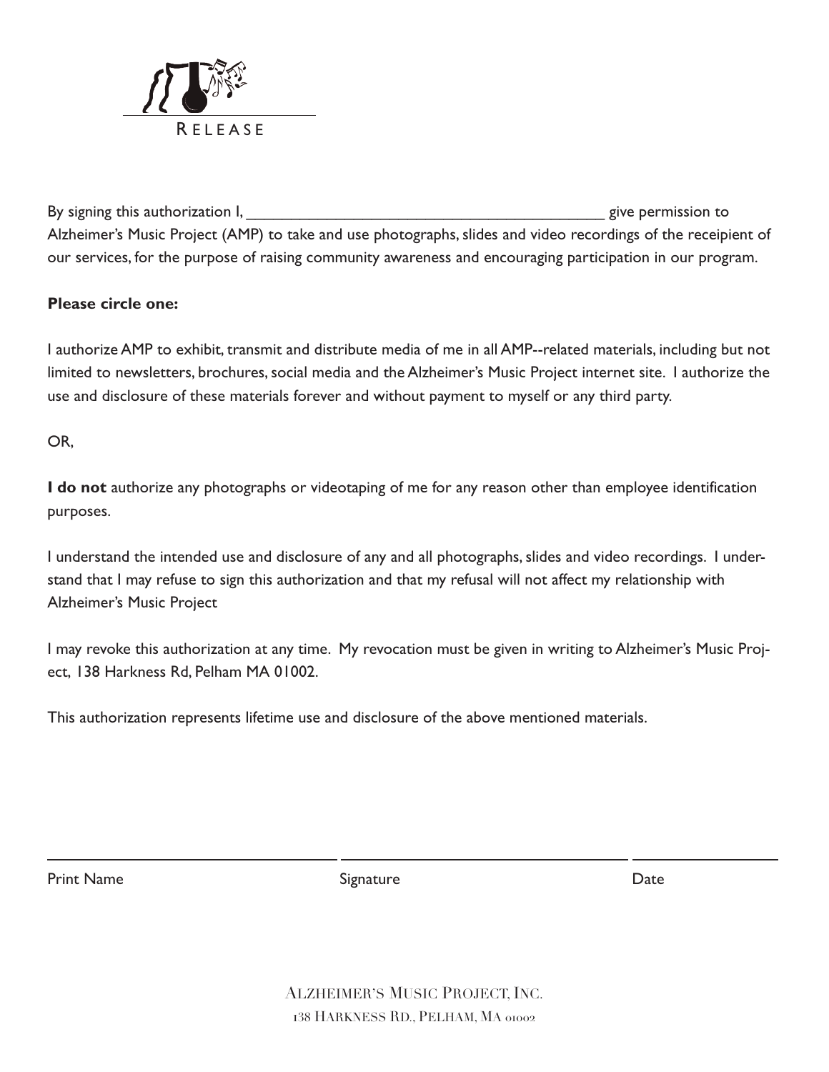# RELEASE

By signing this authorization I, ___________________________________________ give permission to Alzheimer's Music Project (AMP) to take and use photographs, slides and video recordings of the receipient of our services, for the purpose of raising community awareness and encouraging participation in our program.

**Please circle one:**

I authorize AMP to exhibit, transmit and distribute media of me in all AMP--related materials, including but not limited to newsletters, brochures, social media and the Alzheimer's Music Project internet site. I authorize the use and disclosure of these materials forever and without payment to myself or any third party.

OR,

**I do not** authorize any photographs or videotaping of me for any reason other than employee identification purposes.

I understand the intended use and disclosure of any and all photographs, slides and video recordings. I understand that I may refuse to sign this authorization and that my refusal will not affect my relationship with Alzheimer's Music Project

I may revoke this authorization at any time. My revocation must be given in writing to Alzheimer's Music Project, 138 Harkness Rd, Pelham MA 01002.

This authorization represents lifetime use and disclosure of the above mentioned materials.

_____________________________ _____________________________ _______________

Print Name | Signature | Date

ALZHEIMER'S MUSIC PROJECT, INC.
138 HARKNESS RD., PELHAM, MA 01002